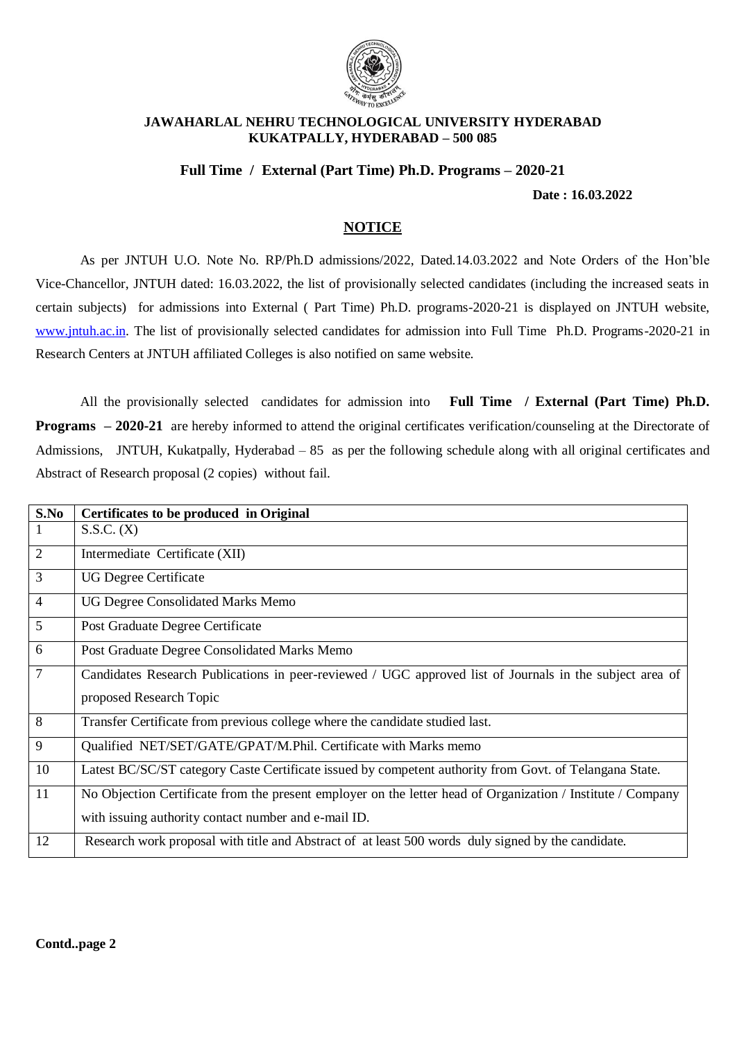**JAWAHARLAL NEHRU TECHNOLOGICAL UNIVERSITY HYDERABAD**
**KUKATPALLY, HYDERABAD – 500 085**

## Full Time / External (Part Time) Ph.D. Programs – 2020-21

**Date : 16.03.2022**

### NOTICE

As per JNTUH U.O. Note No. RP/Ph.D admissions/2022, Dated.14.03.2022 and Note Orders of the Hon'ble Vice-Chancellor, JNTUH dated: 16.03.2022, the list of provisionally selected candidates (including the increased seats in certain subjects) for admissions into External ( Part Time) Ph.D. programs-2020-21 is displayed on JNTUH website, www.jntuh.ac.in. The list of provisionally selected candidates for admission into Full Time Ph.D. Programs-2020-21 in Research Centers at JNTUH affiliated Colleges is also notified on same website.

All the provisionally selected candidates for admission into **Full Time / External (Part Time) Ph.D. Programs – 2020-21** are hereby informed to attend the original certificates verification/counseling at the Directorate of Admissions, JNTUH, Kukatpally, Hyderabad – 85 as per the following schedule along with all original certificates and Abstract of Research proposal (2 copies) without fail.

| S.No | Certificates to be produced in Original |
|---|---|
| 1 | S.S.C. (X) |
| 2 | Intermediate Certificate (XII) |
| 3 | UG Degree Certificate |
| 4 | UG Degree Consolidated Marks Memo |
| 5 | Post Graduate Degree Certificate |
| 6 | Post Graduate Degree Consolidated Marks Memo |
| 7 | Candidates Research Publications in peer-reviewed / UGC approved list of Journals in the subject area of proposed Research Topic |
| 8 | Transfer Certificate from previous college where the candidate studied last. |
| 9 | Qualified NET/SET/GATE/GPAT/M.Phil. Certificate with Marks memo |
| 10 | Latest BC/SC/ST category Caste Certificate issued by competent authority from Govt. of Telangana State. |
| 11 | No Objection Certificate from the present employer on the letter head of Organization / Institute / Company with issuing authority contact number and e-mail ID. |
| 12 | Research work proposal with title and Abstract of at least 500 words duly signed by the candidate. |

**Contd..page 2**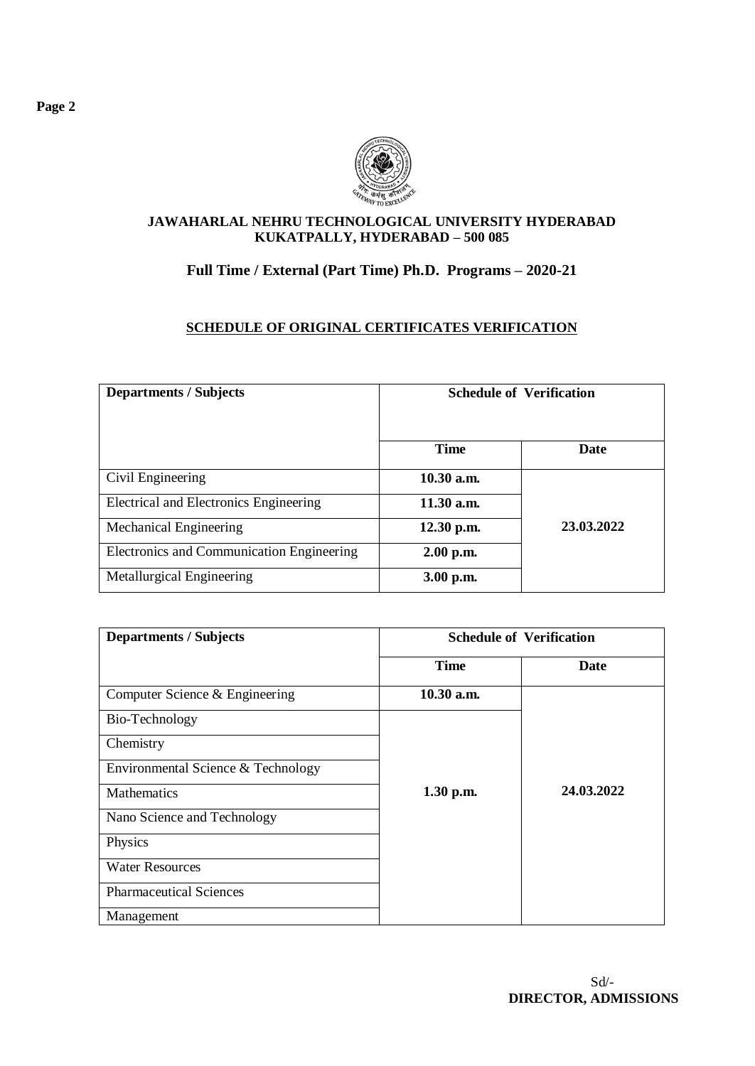**JAWAHARLAL NEHRU TECHNOLOGICAL UNIVERSITY HYDERABAD**
**KUKATPALLY, HYDERABAD – 500 085**

## Full Time / External (Part Time) Ph.D. Programs – 2020-21

### SCHEDULE OF ORIGINAL CERTIFICATES VERIFICATION

| Departments / Subjects | Schedule of Verification | |
|---|---|---|
| | **Time** | **Date** |
| Civil Engineering | **10.30 a.m.** | **23.03.2022** |
| Electrical and Electronics Engineering | **11.30 a.m.** | |
| Mechanical Engineering | **12.30 p.m.** | |
| Electronics and Communication Engineering | **2.00 p.m.** | |
| Metallurgical Engineering | **3.00 p.m.** | |

| Departments / Subjects | Schedule of Verification | |
|---|---|---|
| | **Time** | **Date** |
| Computer Science & Engineering | **10.30 a.m.** | **24.03.2022** |
| Bio-Technology | **1.30 p.m.** | |
| Chemistry | | |
| Environmental Science & Technology | | |
| Mathematics | | |
| Nano Science and Technology | | |
| Physics | | |
| Water Resources | | |
| Pharmaceutical Sciences | | |
| Management | | |

Sd/-
**DIRECTOR, ADMISSIONS**